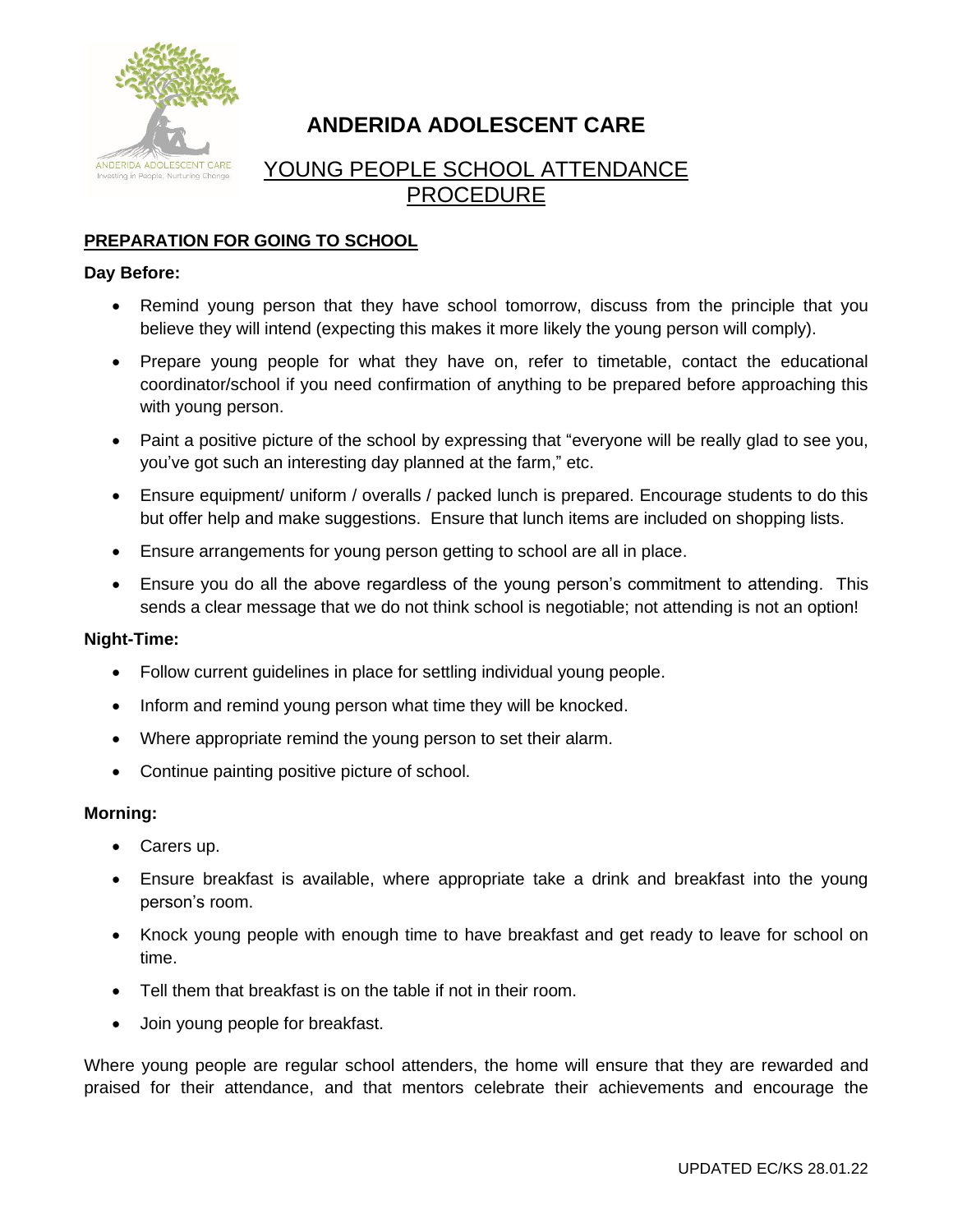# ANDERIDA ADOLESCENT CARE

## YOUNG PEOPLE SCHOOL ATTENDANCE PROCEDURE

### PREPARATION FOR GOING TO SCHOOL

**Day Before:**

- Remind young person that they have school tomorrow, discuss from the principle that you believe they will intend (expecting this makes it more likely the young person will comply).
- Prepare young people for what they have on, refer to timetable, contact the educational coordinator/school if you need confirmation of anything to be prepared before approaching this with young person.
- Paint a positive picture of the school by expressing that "everyone will be really glad to see you, you've got such an interesting day planned at the farm," etc.
- Ensure equipment/ uniform / overalls / packed lunch is prepared. Encourage students to do this but offer help and make suggestions. Ensure that lunch items are included on shopping lists.
- Ensure arrangements for young person getting to school are all in place.
- Ensure you do all the above regardless of the young person's commitment to attending. This sends a clear message that we do not think school is negotiable; not attending is not an option!

**Night-Time:**

- Follow current guidelines in place for settling individual young people.
- Inform and remind young person what time they will be knocked.
- Where appropriate remind the young person to set their alarm.
- Continue painting positive picture of school.

**Morning:**

- Carers up.
- Ensure breakfast is available, where appropriate take a drink and breakfast into the young person's room.
- Knock young people with enough time to have breakfast and get ready to leave for school on time.
- Tell them that breakfast is on the table if not in their room.
- Join young people for breakfast.

Where young people are regular school attenders, the home will ensure that they are rewarded and praised for their attendance, and that mentors celebrate their achievements and encourage the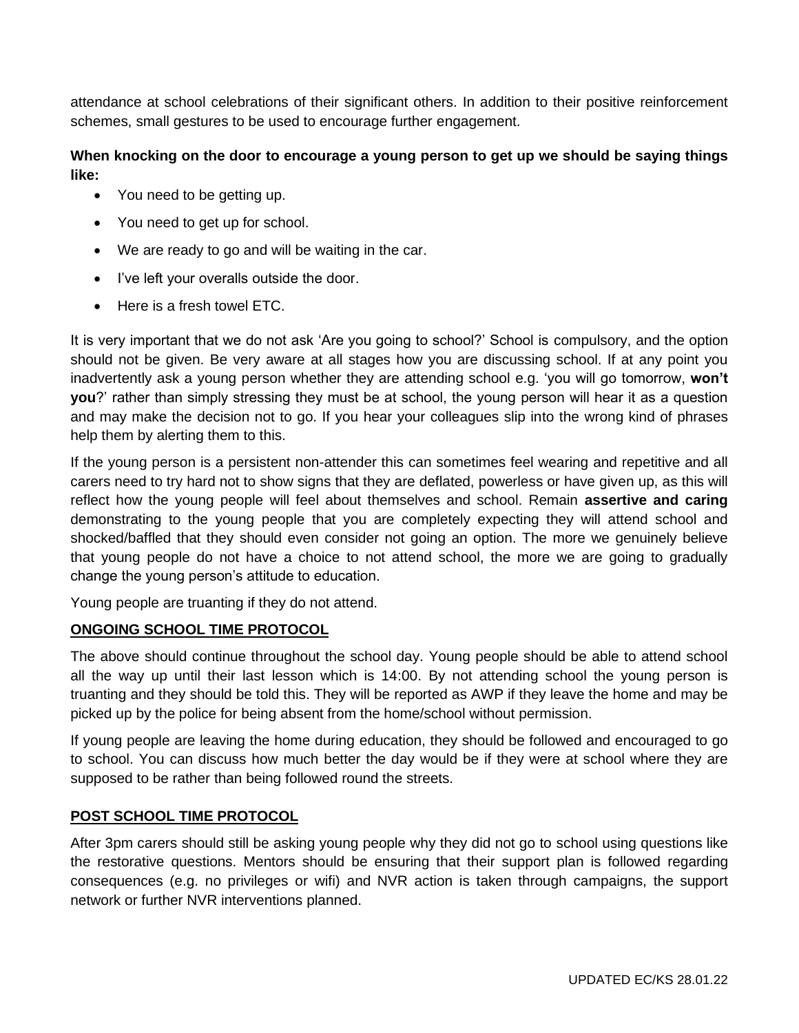attendance at school celebrations of their significant others. In addition to their positive reinforcement schemes, small gestures to be used to encourage further engagement.

**When knocking on the door to encourage a young person to get up we should be saying things like:**

- You need to be getting up.
- You need to get up for school.
- We are ready to go and will be waiting in the car.
- I've left your overalls outside the door.
- Here is a fresh towel ETC.

It is very important that we do not ask 'Are you going to school?' School is compulsory, and the option should not be given. Be very aware at all stages how you are discussing school. If at any point you inadvertently ask a young person whether they are attending school e.g. 'you will go tomorrow, **won't you**?' rather than simply stressing they must be at school, the young person will hear it as a question and may make the decision not to go. If you hear your colleagues slip into the wrong kind of phrases help them by alerting them to this.

If the young person is a persistent non-attender this can sometimes feel wearing and repetitive and all carers need to try hard not to show signs that they are deflated, powerless or have given up, as this will reflect how the young people will feel about themselves and school. Remain **assertive and caring** demonstrating to the young people that you are completely expecting they will attend school and shocked/baffled that they should even consider not going an option. The more we genuinely believe that young people do not have a choice to not attend school, the more we are going to gradually change the young person's attitude to education.

Young people are truanting if they do not attend.

## ONGOING SCHOOL TIME PROTOCOL

The above should continue throughout the school day. Young people should be able to attend school all the way up until their last lesson which is 14:00. By not attending school the young person is truanting and they should be told this. They will be reported as AWP if they leave the home and may be picked up by the police for being absent from the home/school without permission.

If young people are leaving the home during education, they should be followed and encouraged to go to school. You can discuss how much better the day would be if they were at school where they are supposed to be rather than being followed round the streets.

## POST SCHOOL TIME PROTOCOL

After 3pm carers should still be asking young people why they did not go to school using questions like the restorative questions. Mentors should be ensuring that their support plan is followed regarding consequences (e.g. no privileges or wifi) and NVR action is taken through campaigns, the support network or further NVR interventions planned.

UPDATED EC/KS 28.01.22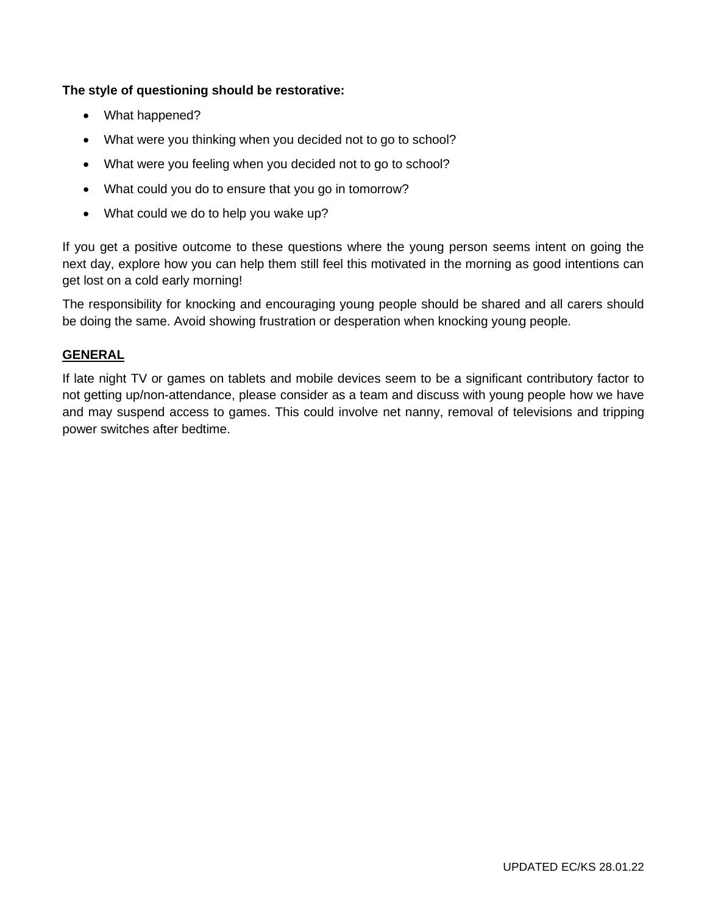**The style of questioning should be restorative:**

- What happened?
- What were you thinking when you decided not to go to school?
- What were you feeling when you decided not to go to school?
- What could you do to ensure that you go in tomorrow?
- What could we do to help you wake up?

If you get a positive outcome to these questions where the young person seems intent on going the next day, explore how you can help them still feel this motivated in the morning as good intentions can get lost on a cold early morning!

The responsibility for knocking and encouraging young people should be shared and all carers should be doing the same. Avoid showing frustration or desperation when knocking young people.

## GENERAL

If late night TV or games on tablets and mobile devices seem to be a significant contributory factor to not getting up/non-attendance, please consider as a team and discuss with young people how we have and may suspend access to games. This could involve net nanny, removal of televisions and tripping power switches after bedtime.

UPDATED EC/KS 28.01.22